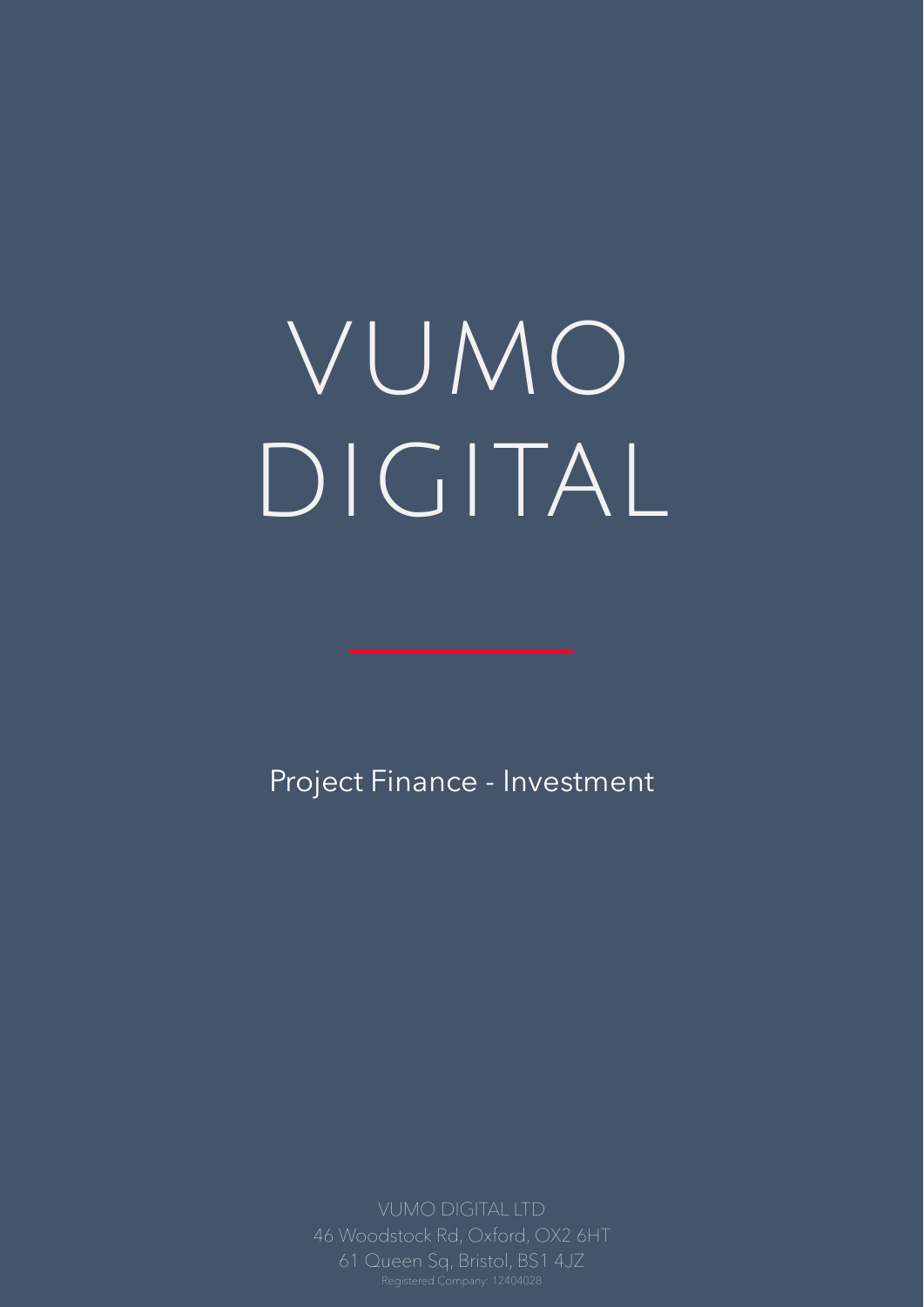# VUMO DIGITAL

Project Finance - Investment

VUMO DIGITAL LTD
46 Woodstock Rd, Oxford, OX2 6HT
61 Queen Sq, Bristol, BS1 4JZ
Registered Company: 12404028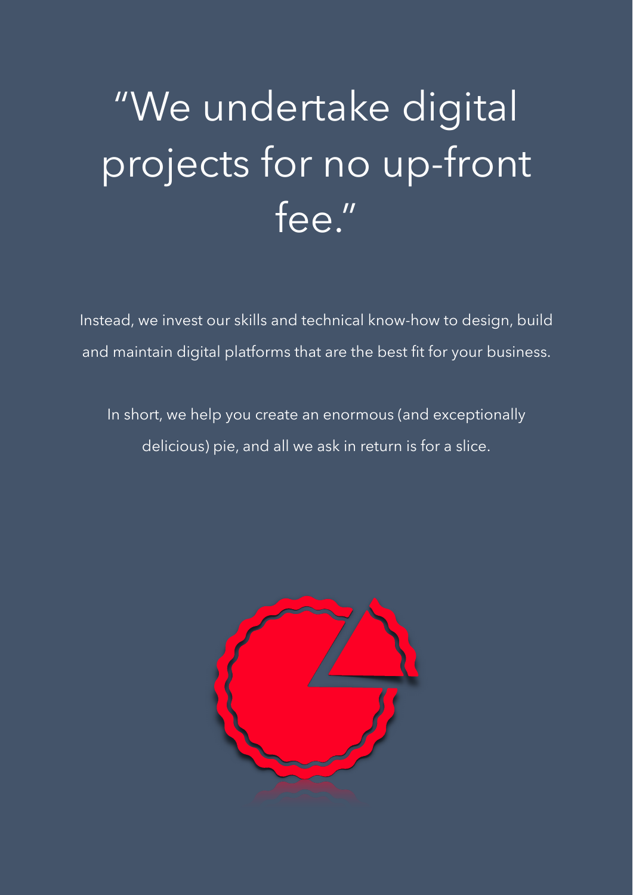# “We undertake digital projects for no up-front fee.”

Instead, we invest our skills and technical know-how to design, build and maintain digital platforms that are the best fit for your business.

In short, we help you create an enormous (and exceptionally delicious) pie, and all we ask in return is for a slice.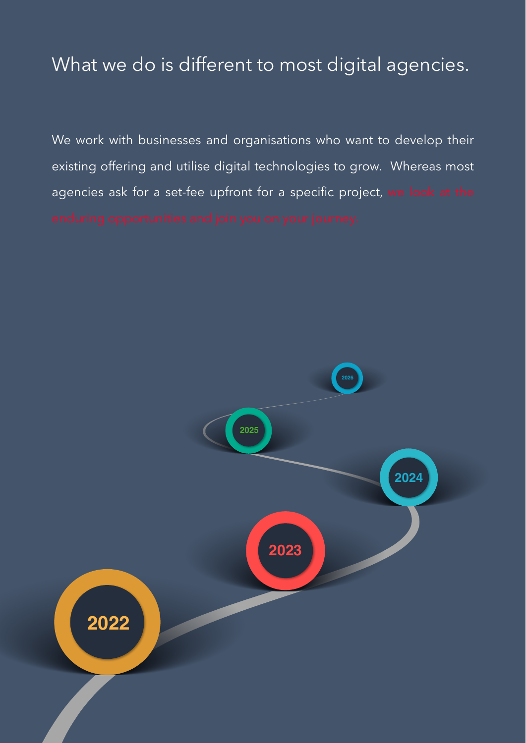# What we do is different to most digital agencies.

We work with businesses and organisations who want to develop their existing offering and utilise digital technologies to grow. Whereas most agencies ask for a set-fee upfront for a specific project, we look at the enduring opportunities and join you on your journey.

2026

2025

2024

2023

2022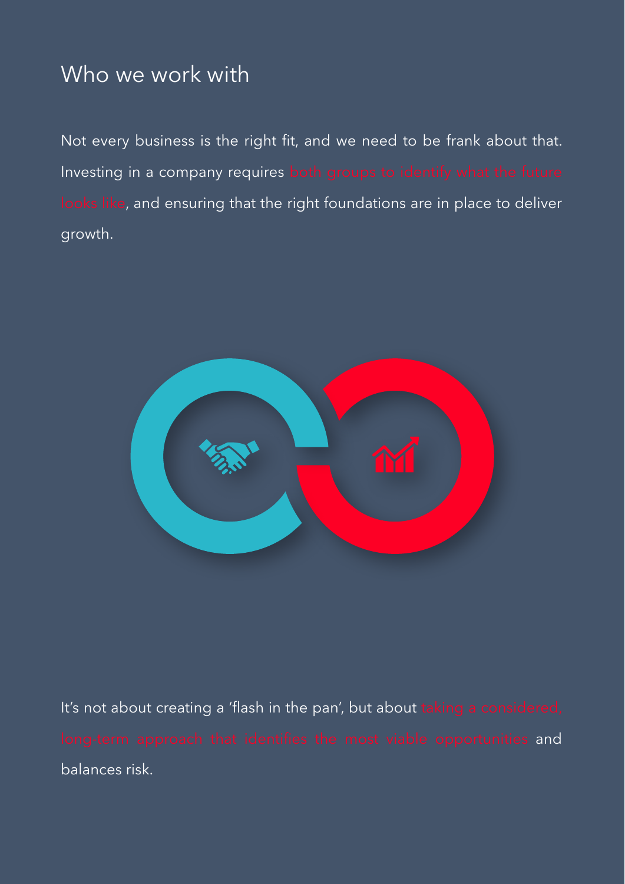## Who we work with

Not every business is the right fit, and we need to be frank about that. Investing in a company requires both groups to identify what the future looks like, and ensuring that the right foundations are in place to deliver growth.

It's not about creating a 'flash in the pan', but about taking a considered, long-term approach that identifies the most viable opportunities and balances risk.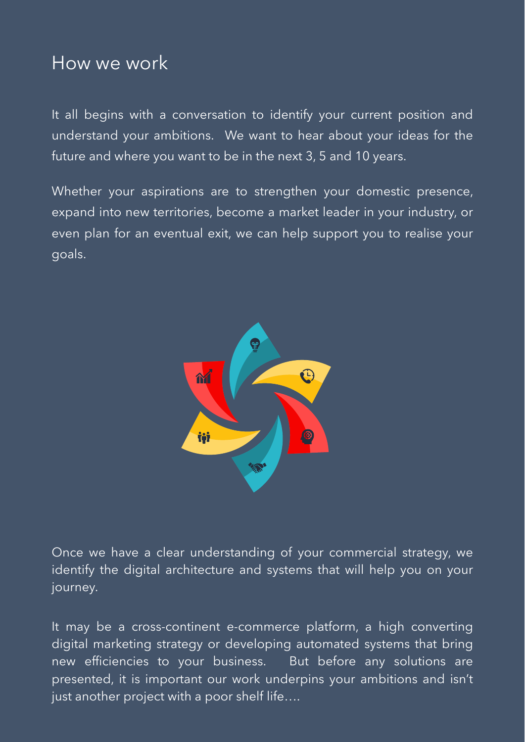## How we work

It all begins with a conversation to identify your current position and understand your ambitions. We want to hear about your ideas for the future and where you want to be in the next 3, 5 and 10 years.

Whether your aspirations are to strengthen your domestic presence, expand into new territories, become a market leader in your industry, or even plan for an eventual exit, we can help support you to realise your goals.

Once we have a clear understanding of your commercial strategy, we identify the digital architecture and systems that will help you on your journey.

It may be a cross-continent e-commerce platform, a high converting digital marketing strategy or developing automated systems that bring new efficiencies to your business. But before any solutions are presented, it is important our work underpins your ambitions and isn't just another project with a poor shelf life….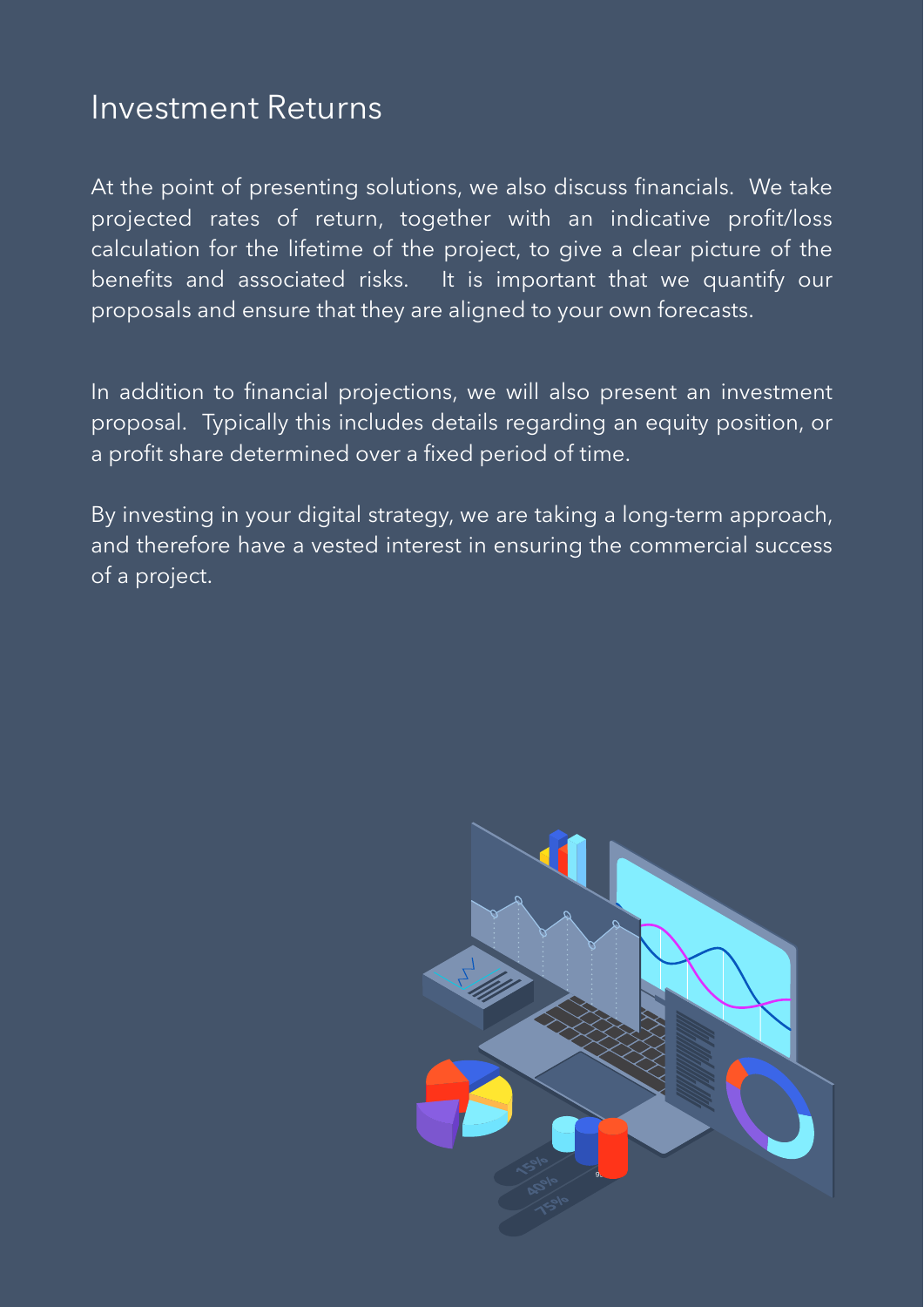# Investment Returns

At the point of presenting solutions, we also discuss financials. We take projected rates of return, together with an indicative profit/loss calculation for the lifetime of the project, to give a clear picture of the benefits and associated risks. It is important that we quantify our proposals and ensure that they are aligned to your own forecasts.

In addition to financial projections, we will also present an investment proposal. Typically this includes details regarding an equity position, or a profit share determined over a fixed period of time.

By investing in your digital strategy, we are taking a long-term approach, and therefore have a vested interest in ensuring the commercial success of a project.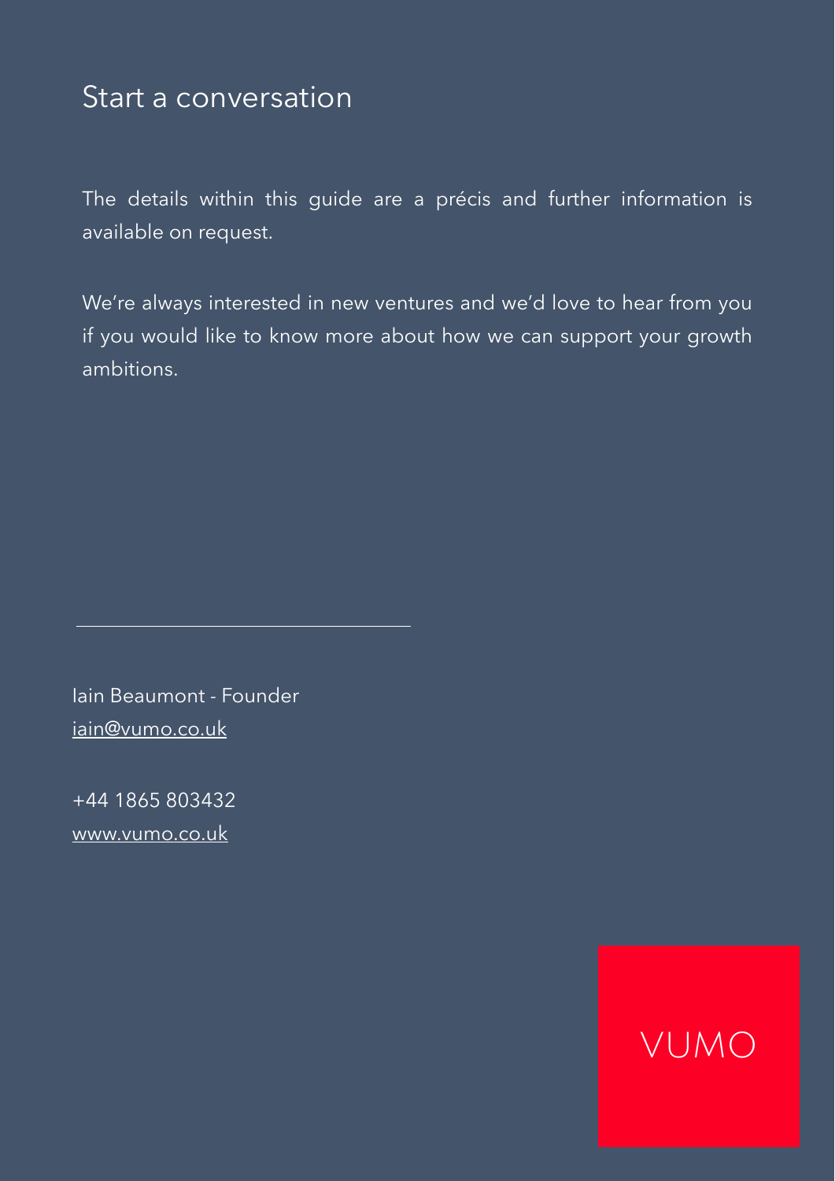## Start a conversation

The details within this guide are a précis and further information is available on request.

We're always interested in new ventures and we'd love to hear from you if you would like to know more about how we can support your growth ambitions.

---

Iain Beaumont - Founder
iain@vumo.co.uk

+44 1865 803432
www.vumo.co.uk

VUMO